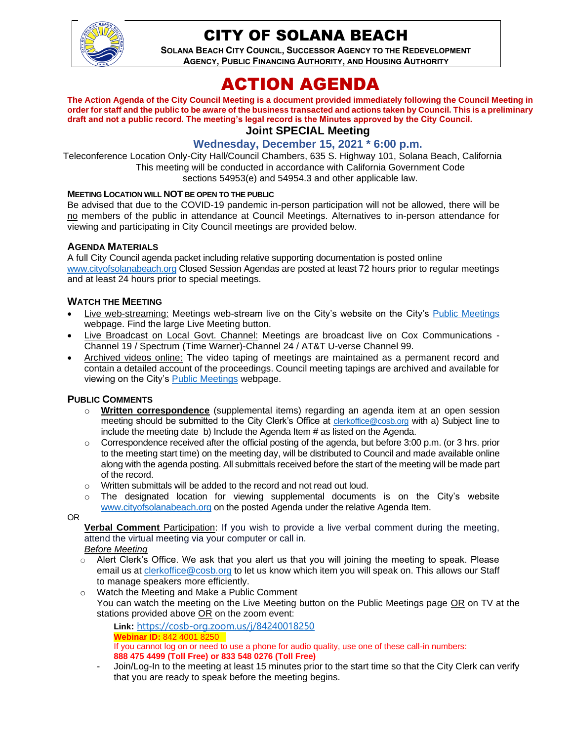# CITY OF SOLANA BEACH

**SOLANA BEACH CITY COUNCIL, SUCCESSOR AGENCY TO THE REDEVELOPMENT AGENCY, PUBLIC FINANCING AUTHORITY, AND HOUSING AUTHORITY**

# ACTION AGENDA

**The Action Agenda of the City Council Meeting is a document provided immediately following the Council Meeting in order for staff and the public to be aware of the business transacted and actions taken by Council. This is a preliminary draft and not a public record. The meeting's legal record is the Minutes approved by the City Council.**

## Joint SPECIAL Meeting

### Wednesday, December 15, 2021 * 6:00 p.m.

Teleconference Location Only-City Hall/Council Chambers, 635 S. Highway 101, Solana Beach, California
This meeting will be conducted in accordance with California Government Code sections 54953(e) and 54954.3 and other applicable law.

**MEETING LOCATION WILL NOT BE OPEN TO THE PUBLIC**

Be advised that due to the COVID-19 pandemic in-person participation will not be allowed, there will be no members of the public in attendance at Council Meetings. Alternatives to in-person attendance for viewing and participating in City Council meetings are provided below.

**AGENDA MATERIALS**

A full City Council agenda packet including relative supporting documentation is posted online www.cityofsolanabeach.org Closed Session Agendas are posted at least 72 hours prior to regular meetings and at least 24 hours prior to special meetings.

**WATCH THE MEETING**

- Live web-streaming: Meetings web-stream live on the City's website on the City's Public Meetings webpage. Find the large Live Meeting button.
- Live Broadcast on Local Govt. Channel: Meetings are broadcast live on Cox Communications - Channel 19 / Spectrum (Time Warner)-Channel 24 / AT&T U-verse Channel 99.
- Archived videos online: The video taping of meetings are maintained as a permanent record and contain a detailed account of the proceedings. Council meeting tapings are archived and available for viewing on the City's Public Meetings webpage.

**PUBLIC COMMENTS**

- **Written correspondence** (supplemental items) regarding an agenda item at an open session meeting should be submitted to the City Clerk's Office at clerkoffice@cosb.org with a) Subject line to include the meeting date b) Include the Agenda Item # as listed on the Agenda.
- Correspondence received after the official posting of the agenda, but before 3:00 p.m. (or 3 hrs. prior to the meeting start time) on the meeting day, will be distributed to Council and made available online along with the agenda posting. All submittals received before the start of the meeting will be made part of the record.
- Written submittals will be added to the record and not read out loud.
- The designated location for viewing supplemental documents is on the City's website www.cityofsolanabeach.org on the posted Agenda under the relative Agenda Item.

OR

**Verbal Comment** Participation: If you wish to provide a live verbal comment during the meeting, attend the virtual meeting via your computer or call in.

*Before Meeting*

- Alert Clerk's Office. We ask that you alert us that you will joining the meeting to speak. Please email us at clerkoffice@cosb.org to let us know which item you will speak on. This allows our Staff to manage speakers more efficiently.
- Watch the Meeting and Make a Public Comment
  You can watch the meeting on the Live Meeting button on the Public Meetings page OR on TV at the stations provided above OR on the zoom event:

  **Link:** https://cosb-org.zoom.us/j/84240018250
  **Webinar ID:** 842 4001 8250
  If you cannot log on or need to use a phone for audio quality, use one of these call-in numbers:
  **888 475 4499 (Toll Free) or 833 548 0276 (Toll Free)**

  - Join/Log-In to the meeting at least 15 minutes prior to the start time so that the City Clerk can verify that you are ready to speak before the meeting begins.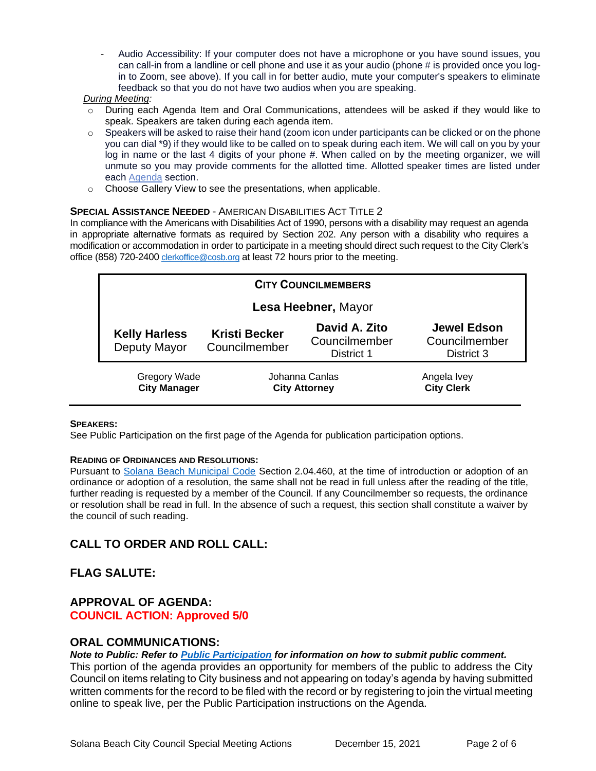- Audio Accessibility: If your computer does not have a microphone or you have sound issues, you can call-in from a landline or cell phone and use it as your audio (phone # is provided once you log-in to Zoom, see above). If you call in for better audio, mute your computer's speakers to eliminate feedback so that you do not have two audios when you are speaking.

*During Meeting:*

- During each Agenda Item and Oral Communications, attendees will be asked if they would like to speak. Speakers are taken during each agenda item.
- Speakers will be asked to raise their hand (zoom icon under participants can be clicked or on the phone you can dial *9) if they would like to be called on to speak during each item. We will call on you by your log in name or the last 4 digits of your phone #. When called on by the meeting organizer, we will unmute so you may provide comments for the allotted time. Allotted speaker times are listed under each Agenda section.
- Choose Gallery View to see the presentations, when applicable.

**SPECIAL ASSISTANCE NEEDED** - AMERICAN DISABILITIES ACT TITLE 2

In compliance with the Americans with Disabilities Act of 1990, persons with a disability may request an agenda in appropriate alternative formats as required by Section 202. Any person with a disability who requires a modification or accommodation in order to participate in a meeting should direct such request to the City Clerk's office (858) 720-2400 clerkoffice@cosb.org at least 72 hours prior to the meeting.

| **CITY COUNCILMEMBERS** | | | |
|---|---|---|---|
| | **Lesa Heebner,** Mayor | | |
| **Kelly Harless** Deputy Mayor | **Kristi Becker** Councilmember | **David A. Zito** Councilmember District 1 | **Jewel Edson** Councilmember District 3 |

| Gregory Wade **City Manager** | Johanna Canlas **City Attorney** | Angela Ivey **City Clerk** |
|---|---|---|

**SPEAKERS:**

See Public Participation on the first page of the Agenda for publication participation options.

**READING OF ORDINANCES AND RESOLUTIONS:**

Pursuant to Solana Beach Municipal Code Section 2.04.460, at the time of introduction or adoption of an ordinance or adoption of a resolution, the same shall not be read in full unless after the reading of the title, further reading is requested by a member of the Council. If any Councilmember so requests, the ordinance or resolution shall be read in full. In the absence of such a request, this section shall constitute a waiver by the council of such reading.

## CALL TO ORDER AND ROLL CALL:

## FLAG SALUTE:

## APPROVAL OF AGENDA:

**COUNCIL ACTION: Approved 5/0**

## ORAL COMMUNICATIONS:

***Note to Public: Refer to Public Participation for information on how to submit public comment.***

This portion of the agenda provides an opportunity for members of the public to address the City Council on items relating to City business and not appearing on today's agenda by having submitted written comments for the record to be filed with the record or by registering to join the virtual meeting online to speak live, per the Public Participation instructions on the Agenda.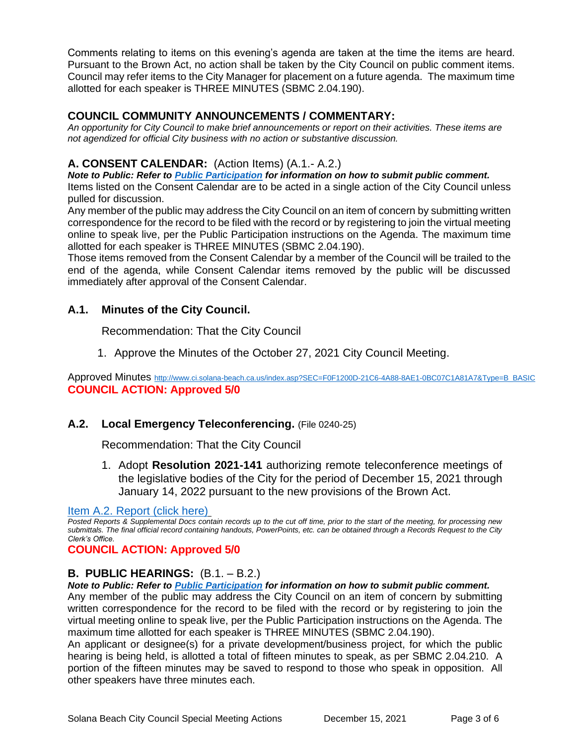Comments relating to items on this evening's agenda are taken at the time the items are heard. Pursuant to the Brown Act, no action shall be taken by the City Council on public comment items. Council may refer items to the City Manager for placement on a future agenda. The maximum time allotted for each speaker is THREE MINUTES (SBMC 2.04.190).

## COUNCIL COMMUNITY ANNOUNCEMENTS / COMMENTARY:

*An opportunity for City Council to make brief announcements or report on their activities. These items are not agendized for official City business with no action or substantive discussion.*

## A. CONSENT CALENDAR: (Action Items) (A.1.- A.2.)

***Note to Public: Refer to [Public Participation](#) for information on how to submit public comment.***

Items listed on the Consent Calendar are to be acted in a single action of the City Council unless pulled for discussion.

Any member of the public may address the City Council on an item of concern by submitting written correspondence for the record to be filed with the record or by registering to join the virtual meeting online to speak live, per the Public Participation instructions on the Agenda. The maximum time allotted for each speaker is THREE MINUTES (SBMC 2.04.190).

Those items removed from the Consent Calendar by a member of the Council will be trailed to the end of the agenda, while Consent Calendar items removed by the public will be discussed immediately after approval of the Consent Calendar.

### A.1. Minutes of the City Council.

Recommendation: That the City Council

1. Approve the Minutes of the October 27, 2021 City Council Meeting.

Approved Minutes http://www.ci.solana-beach.ca.us/index.asp?SEC=F0F1200D-21C6-4A88-8AE1-0BC07C1A81A7&Type=B_BASIC

**COUNCIL ACTION: Approved 5/0**

### A.2. Local Emergency Teleconferencing. (File 0240-25)

Recommendation: That the City Council

1. Adopt **Resolution 2021-141** authorizing remote teleconference meetings of the legislative bodies of the City for the period of December 15, 2021 through January 14, 2022 pursuant to the new provisions of the Brown Act.

[Item A.2. Report (click here)](#)

*Posted Reports & Supplemental Docs contain records up to the cut off time, prior to the start of the meeting, for processing new submittals. The final official record containing handouts, PowerPoints, etc. can be obtained through a Records Request to the City Clerk's Office.*

**COUNCIL ACTION: Approved 5/0**

## B. PUBLIC HEARINGS: (B.1. – B.2.)

***Note to Public: Refer to [Public Participation](#) for information on how to submit public comment.***

Any member of the public may address the City Council on an item of concern by submitting written correspondence for the record to be filed with the record or by registering to join the virtual meeting online to speak live, per the Public Participation instructions on the Agenda. The maximum time allotted for each speaker is THREE MINUTES (SBMC 2.04.190).

An applicant or designee(s) for a private development/business project, for which the public hearing is being held, is allotted a total of fifteen minutes to speak, as per SBMC 2.04.210. A portion of the fifteen minutes may be saved to respond to those who speak in opposition. All other speakers have three minutes each.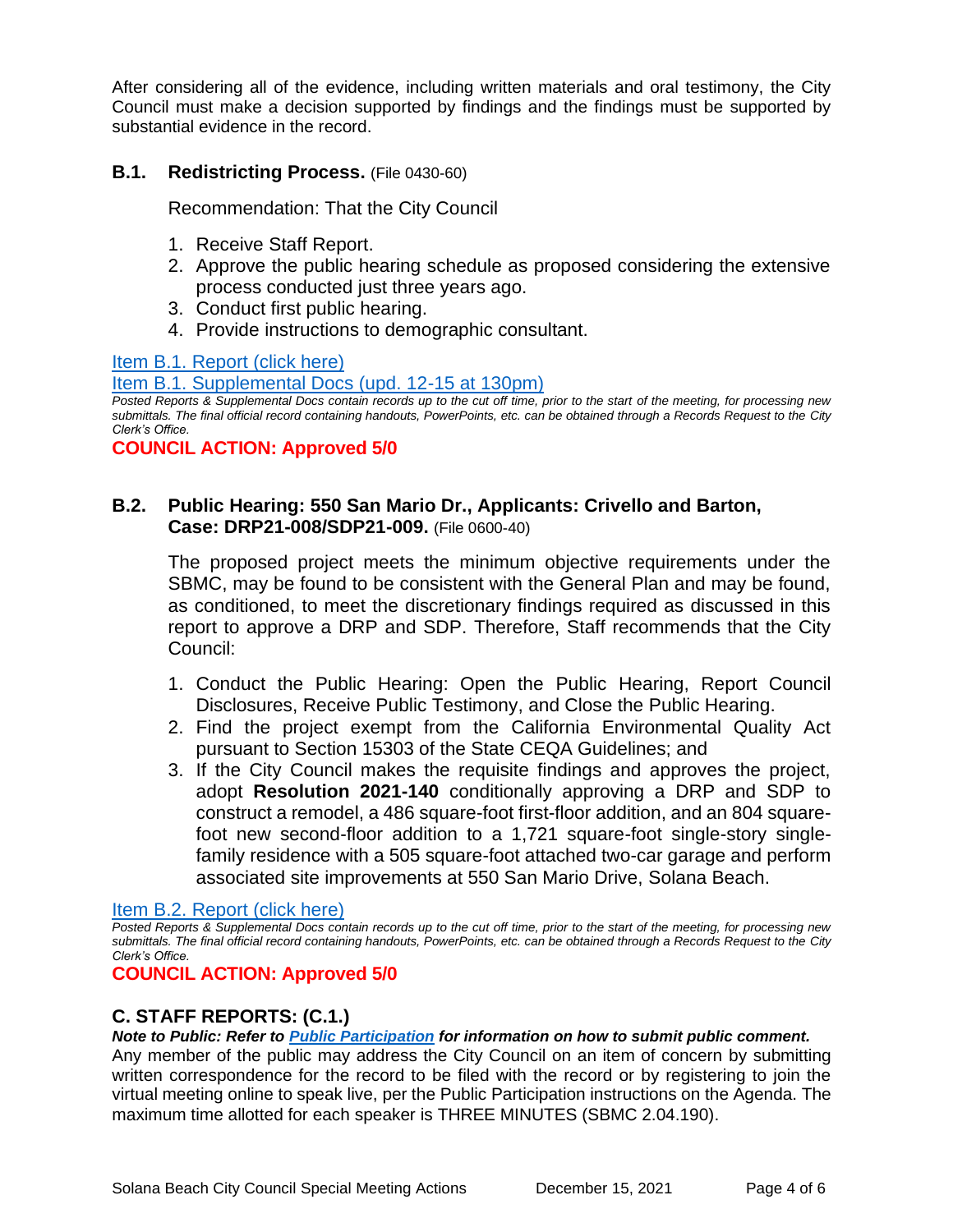After considering all of the evidence, including written materials and oral testimony, the City Council must make a decision supported by findings and the findings must be supported by substantial evidence in the record.

### B.1. Redistricting Process. (File 0430-60)

Recommendation: That the City Council

1. Receive Staff Report.
2. Approve the public hearing schedule as proposed considering the extensive process conducted just three years ago.
3. Conduct first public hearing.
4. Provide instructions to demographic consultant.

[Item B.1. Report (click here)]

[Item B.1. Supplemental Docs (upd. 12-15 at 130pm)]

*Posted Reports & Supplemental Docs contain records up to the cut off time, prior to the start of the meeting, for processing new submittals. The final official record containing handouts, PowerPoints, etc. can be obtained through a Records Request to the City Clerk's Office.*

**COUNCIL ACTION: Approved 5/0**

### B.2. Public Hearing: 550 San Mario Dr., Applicants: Crivello and Barton, Case: DRP21-008/SDP21-009. (File 0600-40)

The proposed project meets the minimum objective requirements under the SBMC, may be found to be consistent with the General Plan and may be found, as conditioned, to meet the discretionary findings required as discussed in this report to approve a DRP and SDP. Therefore, Staff recommends that the City Council:

1. Conduct the Public Hearing: Open the Public Hearing, Report Council Disclosures, Receive Public Testimony, and Close the Public Hearing.
2. Find the project exempt from the California Environmental Quality Act pursuant to Section 15303 of the State CEQA Guidelines; and
3. If the City Council makes the requisite findings and approves the project, adopt **Resolution 2021-140** conditionally approving a DRP and SDP to construct a remodel, a 486 square-foot first-floor addition, and an 804 square-foot new second-floor addition to a 1,721 square-foot single-story single-family residence with a 505 square-foot attached two-car garage and perform associated site improvements at 550 San Mario Drive, Solana Beach.

[Item B.2. Report (click here)]

*Posted Reports & Supplemental Docs contain records up to the cut off time, prior to the start of the meeting, for processing new submittals. The final official record containing handouts, PowerPoints, etc. can be obtained through a Records Request to the City Clerk's Office.*

**COUNCIL ACTION: Approved 5/0**

## C. STAFF REPORTS: (C.1.)

***Note to Public: Refer to Public Participation for information on how to submit public comment.***

Any member of the public may address the City Council on an item of concern by submitting written correspondence for the record to be filed with the record or by registering to join the virtual meeting online to speak live, per the Public Participation instructions on the Agenda. The maximum time allotted for each speaker is THREE MINUTES (SBMC 2.04.190).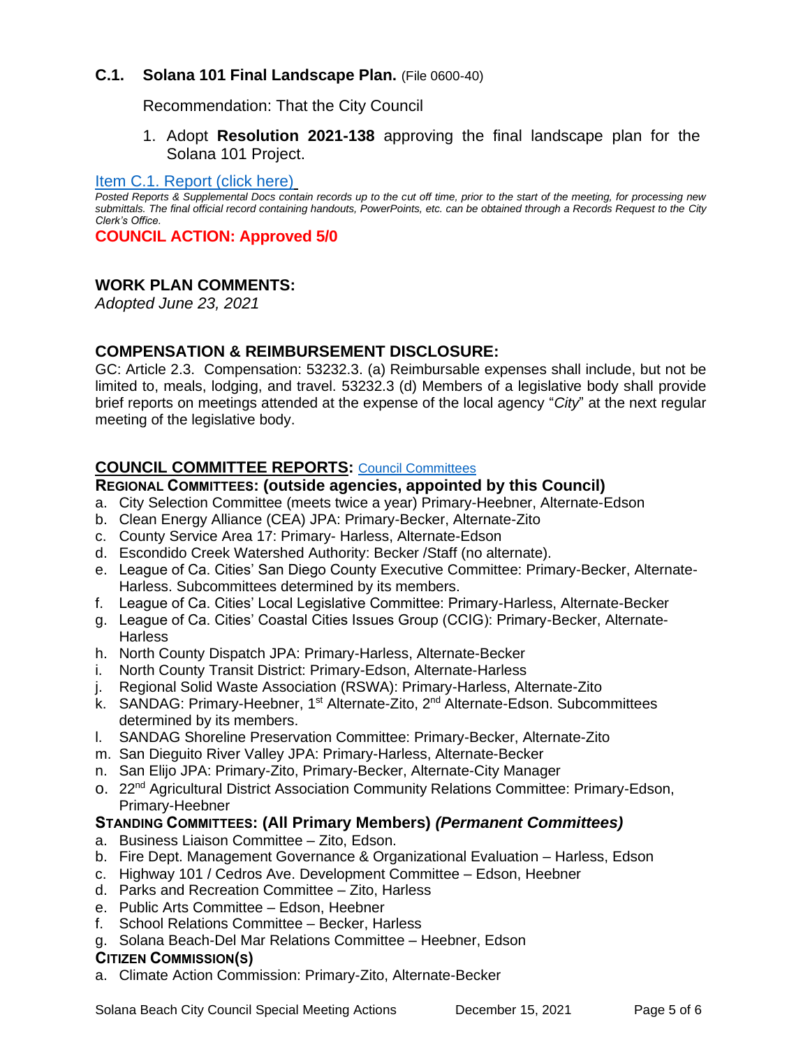### C.1. Solana 101 Final Landscape Plan. (File 0600-40)

Recommendation: That the City Council

1. Adopt **Resolution 2021-138** approving the final landscape plan for the Solana 101 Project.

[Item C.1. Report (click here)](#)

*Posted Reports & Supplemental Docs contain records up to the cut off time, prior to the start of the meeting, for processing new submittals. The final official record containing handouts, PowerPoints, etc. can be obtained through a Records Request to the City Clerk's Office.*

**COUNCIL ACTION: Approved 5/0**

## WORK PLAN COMMENTS:

*Adopted June 23, 2021*

## COMPENSATION & REIMBURSEMENT DISCLOSURE:

GC: Article 2.3. Compensation: 53232.3. (a) Reimbursable expenses shall include, but not be limited to, meals, lodging, and travel. 53232.3 (d) Members of a legislative body shall provide brief reports on meetings attended at the expense of the local agency "*City*" at the next regular meeting of the legislative body.

## COUNCIL COMMITTEE REPORTS: [Council Committees](#)

### REGIONAL COMMITTEES: (outside agencies, appointed by this Council)

a. City Selection Committee (meets twice a year) Primary-Heebner, Alternate-Edson
b. Clean Energy Alliance (CEA) JPA: Primary-Becker, Alternate-Zito
c. County Service Area 17: Primary- Harless, Alternate-Edson
d. Escondido Creek Watershed Authority: Becker /Staff (no alternate).
e. League of Ca. Cities' San Diego County Executive Committee: Primary-Becker, Alternate-Harless. Subcommittees determined by its members.
f. League of Ca. Cities' Local Legislative Committee: Primary-Harless, Alternate-Becker
g. League of Ca. Cities' Coastal Cities Issues Group (CCIG): Primary-Becker, Alternate-Harless
h. North County Dispatch JPA: Primary-Harless, Alternate-Becker
i. North County Transit District: Primary-Edson, Alternate-Harless
j. Regional Solid Waste Association (RSWA): Primary-Harless, Alternate-Zito
k. SANDAG: Primary-Heebner, 1st Alternate-Zito, 2nd Alternate-Edson. Subcommittees determined by its members.
l. SANDAG Shoreline Preservation Committee: Primary-Becker, Alternate-Zito
m. San Dieguito River Valley JPA: Primary-Harless, Alternate-Becker
n. San Elijo JPA: Primary-Zito, Primary-Becker, Alternate-City Manager
o. 22nd Agricultural District Association Community Relations Committee: Primary-Edson, Primary-Heebner

### STANDING COMMITTEES: (All Primary Members) *(Permanent Committees)*

a. Business Liaison Committee – Zito, Edson.
b. Fire Dept. Management Governance & Organizational Evaluation – Harless, Edson
c. Highway 101 / Cedros Ave. Development Committee – Edson, Heebner
d. Parks and Recreation Committee – Zito, Harless
e. Public Arts Committee – Edson, Heebner
f. School Relations Committee – Becker, Harless
g. Solana Beach-Del Mar Relations Committee – Heebner, Edson

### CITIZEN COMMISSION(S)

a. Climate Action Commission: Primary-Zito, Alternate-Becker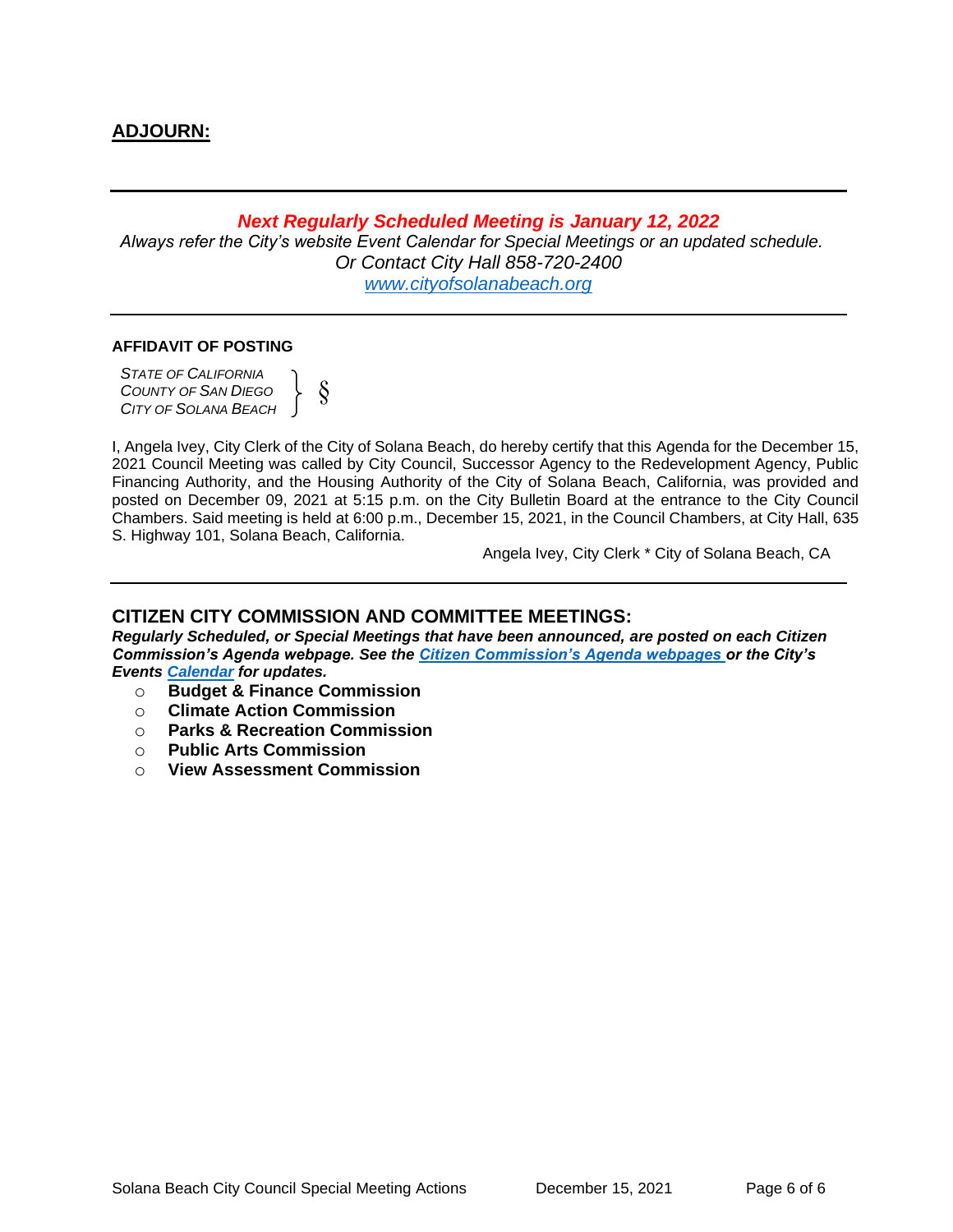## ADJOURN:

---

***Next Regularly Scheduled Meeting is January 12, 2022***

*Always refer the City's website Event Calendar for Special Meetings or an updated schedule.*
*Or Contact City Hall 858-720-2400*
*[www.cityofsolanabeach.org](http://www.cityofsolanabeach.org)*

---

**AFFIDAVIT OF POSTING**

*STATE OF CALIFORNIA*
*COUNTY OF SAN DIEGO* } §
*CITY OF SOLANA BEACH*

I, Angela Ivey, City Clerk of the City of Solana Beach, do hereby certify that this Agenda for the December 15, 2021 Council Meeting was called by City Council, Successor Agency to the Redevelopment Agency, Public Financing Authority, and the Housing Authority of the City of Solana Beach, California, was provided and posted on December 09, 2021 at 5:15 p.m. on the City Bulletin Board at the entrance to the City Council Chambers. Said meeting is held at 6:00 p.m., December 15, 2021, in the Council Chambers, at City Hall, 635 S. Highway 101, Solana Beach, California.

Angela Ivey, City Clerk * City of Solana Beach, CA

---

## CITIZEN CITY COMMISSION AND COMMITTEE MEETINGS:

***Regularly Scheduled, or Special Meetings that have been announced, are posted on each Citizen Commission's Agenda webpage. See the Citizen Commission's Agenda webpages or the City's Events Calendar for updates.***

- **Budget & Finance Commission**
- **Climate Action Commission**
- **Parks & Recreation Commission**
- **Public Arts Commission**
- **View Assessment Commission**